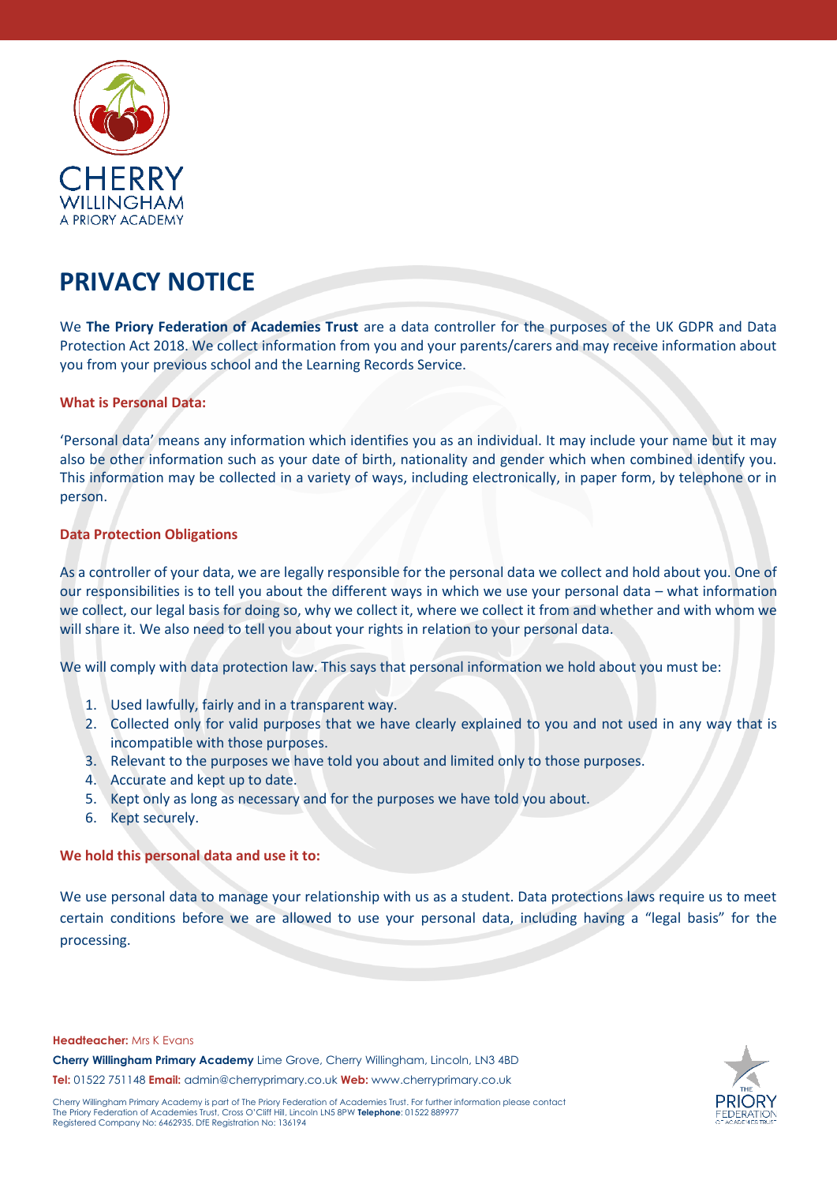CHERRY WILLINGHAM
A PRIORY ACADEMY

# PRIVACY NOTICE

We **The Priory Federation of Academies Trust** are a data controller for the purposes of the UK GDPR and Data Protection Act 2018. We collect information from you and your parents/carers and may receive information about you from your previous school and the Learning Records Service.

## What is Personal Data:

'Personal data' means any information which identifies you as an individual. It may include your name but it may also be other information such as your date of birth, nationality and gender which when combined identify you. This information may be collected in a variety of ways, including electronically, in paper form, by telephone or in person.

## Data Protection Obligations

As a controller of your data, we are legally responsible for the personal data we collect and hold about you. One of our responsibilities is to tell you about the different ways in which we use your personal data – what information we collect, our legal basis for doing so, why we collect it, where we collect it from and whether and with whom we will share it. We also need to tell you about your rights in relation to your personal data.

We will comply with data protection law. This says that personal information we hold about you must be:

1. Used lawfully, fairly and in a transparent way.
2. Collected only for valid purposes that we have clearly explained to you and not used in any way that is incompatible with those purposes.
3. Relevant to the purposes we have told you about and limited only to those purposes.
4. Accurate and kept up to date.
5. Kept only as long as necessary and for the purposes we have told you about.
6. Kept securely.

## We hold this personal data and use it to:

We use personal data to manage your relationship with us as a student. Data protections laws require us to meet certain conditions before we are allowed to use your personal data, including having a "legal basis" for the processing.

**Headteacher:** Mrs K Evans
**Cherry Willingham Primary Academy** Lime Grove, Cherry Willingham, Lincoln, LN3 4BD
**Tel:** 01522 751148 **Email:** admin@cherryprimary.co.uk **Web:** www.cherryprimary.co.uk

Cherry Willingham Primary Academy is part of The Priory Federation of Academies Trust. For further information please contact The Priory Federation of Academies Trust, Cross O'Cliff Hill, Lincoln LN5 8PW **Telephone**: 01522 889977
Registered Company No: 6462935. DfE Registration No: 136194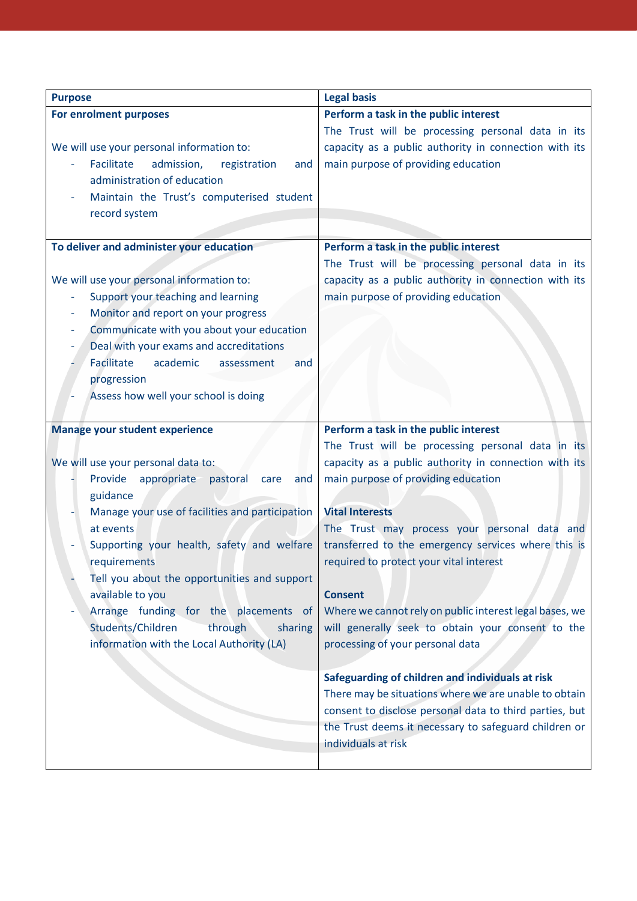| Purpose | Legal basis |
| --- | --- |
| **For enrolment purposes**<br><br>We will use your personal information to:<br>- Facilitate admission, registration and administration of education<br>- Maintain the Trust's computerised student record system | **Perform a task in the public interest**<br>The Trust will be processing personal data in its capacity as a public authority in connection with its main purpose of providing education |
| **To deliver and administer your education**<br><br>We will use your personal information to:<br>- Support your teaching and learning<br>- Monitor and report on your progress<br>- Communicate with you about your education<br>- Deal with your exams and accreditations<br>- Facilitate academic assessment and progression<br>- Assess how well your school is doing | **Perform a task in the public interest**<br>The Trust will be processing personal data in its capacity as a public authority in connection with its main purpose of providing education |
| **Manage your student experience**<br><br>We will use your personal data to:<br>- Provide appropriate pastoral care and guidance<br>- Manage your use of facilities and participation at events<br>- Supporting your health, safety and welfare requirements<br>- Tell you about the opportunities and support available to you<br>- Arrange funding for the placements of Students/Children through sharing information with the Local Authority (LA) | **Perform a task in the public interest**<br>The Trust will be processing personal data in its capacity as a public authority in connection with its main purpose of providing education<br><br>**Vital Interests**<br>The Trust may process your personal data and transferred to the emergency services where this is required to protect your vital interest<br><br>**Consent**<br>Where we cannot rely on public interest legal bases, we will generally seek to obtain your consent to the processing of your personal data<br><br>**Safeguarding of children and individuals at risk**<br>There may be situations where we are unable to obtain consent to disclose personal data to third parties, but the Trust deems it necessary to safeguard children or individuals at risk |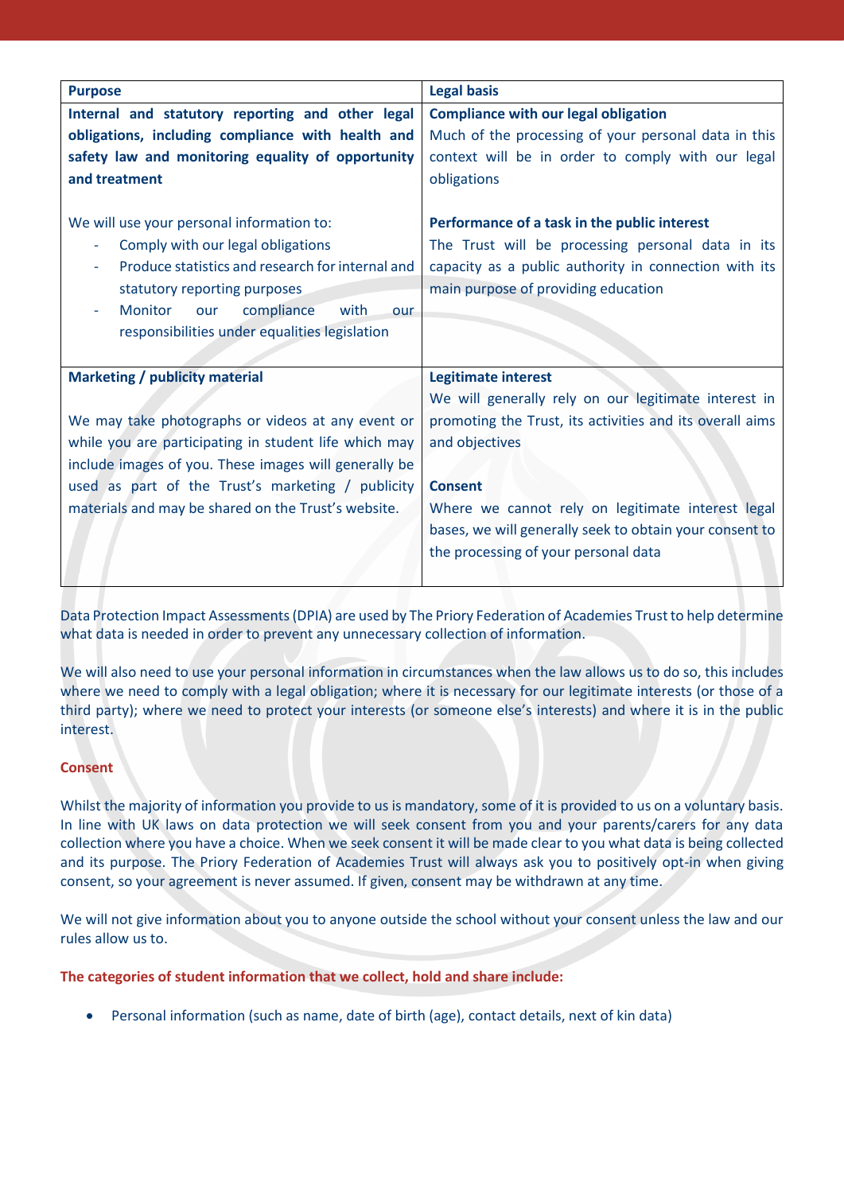| Purpose | Legal basis |
|---|---|
| **Internal and statutory reporting and other legal obligations, including compliance with health and safety law and monitoring equality of opportunity and treatment**<br><br>We will use your personal information to:<br>- Comply with our legal obligations<br>- Produce statistics and research for internal and statutory reporting purposes<br>- Monitor our compliance with our responsibilities under equalities legislation | **Compliance with our legal obligation**<br>Much of the processing of your personal data in this context will be in order to comply with our legal obligations<br><br>**Performance of a task in the public interest**<br>The Trust will be processing personal data in its capacity as a public authority in connection with its main purpose of providing education |
| **Marketing / publicity material**<br><br>We may take photographs or videos at any event or while you are participating in student life which may include images of you. These images will generally be used as part of the Trust's marketing / publicity materials and may be shared on the Trust's website. | **Legitimate interest**<br>We will generally rely on our legitimate interest in promoting the Trust, its activities and its overall aims and objectives<br><br>**Consent**<br>Where we cannot rely on legitimate interest legal bases, we will generally seek to obtain your consent to the processing of your personal data |

Data Protection Impact Assessments (DPIA) are used by The Priory Federation of Academies Trust to help determine what data is needed in order to prevent any unnecessary collection of information.

We will also need to use your personal information in circumstances when the law allows us to do so, this includes where we need to comply with a legal obligation; where it is necessary for our legitimate interests (or those of a third party); where we need to protect your interests (or someone else's interests) and where it is in the public interest.

### Consent

Whilst the majority of information you provide to us is mandatory, some of it is provided to us on a voluntary basis. In line with UK laws on data protection we will seek consent from you and your parents/carers for any data collection where you have a choice. When we seek consent it will be made clear to you what data is being collected and its purpose. The Priory Federation of Academies Trust will always ask you to positively opt-in when giving consent, so your agreement is never assumed. If given, consent may be withdrawn at any time.

We will not give information about you to anyone outside the school without your consent unless the law and our rules allow us to.

### The categories of student information that we collect, hold and share include:

- Personal information (such as name, date of birth (age), contact details, next of kin data)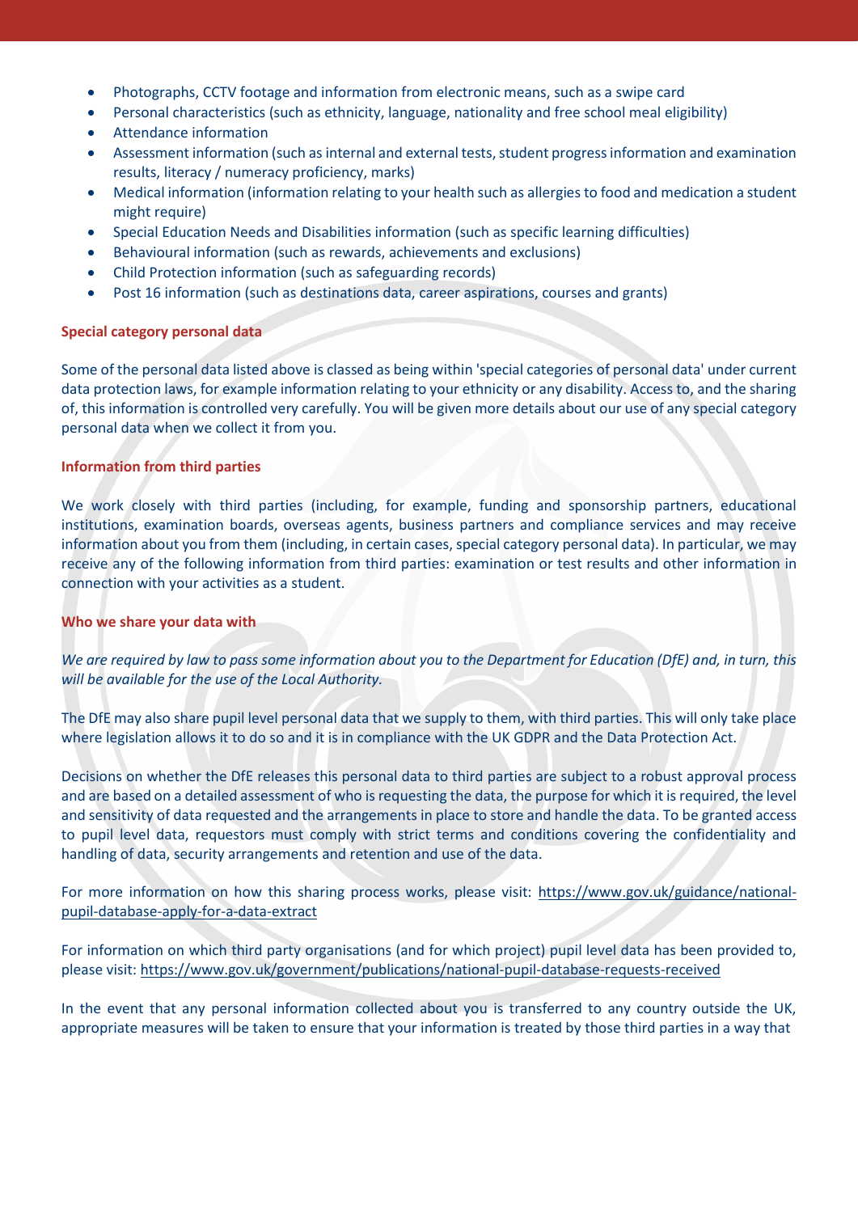- Photographs, CCTV footage and information from electronic means, such as a swipe card
- Personal characteristics (such as ethnicity, language, nationality and free school meal eligibility)
- Attendance information
- Assessment information (such as internal and external tests, student progress information and examination results, literacy / numeracy proficiency, marks)
- Medical information (information relating to your health such as allergies to food and medication a student might require)
- Special Education Needs and Disabilities information (such as specific learning difficulties)
- Behavioural information (such as rewards, achievements and exclusions)
- Child Protection information (such as safeguarding records)
- Post 16 information (such as destinations data, career aspirations, courses and grants)

### Special category personal data

Some of the personal data listed above is classed as being within 'special categories of personal data' under current data protection laws, for example information relating to your ethnicity or any disability. Access to, and the sharing of, this information is controlled very carefully. You will be given more details about our use of any special category personal data when we collect it from you.

### Information from third parties

We work closely with third parties (including, for example, funding and sponsorship partners, educational institutions, examination boards, overseas agents, business partners and compliance services and may receive information about you from them (including, in certain cases, special category personal data). In particular, we may receive any of the following information from third parties: examination or test results and other information in connection with your activities as a student.

### Who we share your data with

*We are required by law to pass some information about you to the Department for Education (DfE) and, in turn, this will be available for the use of the Local Authority.*

The DfE may also share pupil level personal data that we supply to them, with third parties. This will only take place where legislation allows it to do so and it is in compliance with the UK GDPR and the Data Protection Act.

Decisions on whether the DfE releases this personal data to third parties are subject to a robust approval process and are based on a detailed assessment of who is requesting the data, the purpose for which it is required, the level and sensitivity of data requested and the arrangements in place to store and handle the data. To be granted access to pupil level data, requestors must comply with strict terms and conditions covering the confidentiality and handling of data, security arrangements and retention and use of the data.

For more information on how this sharing process works, please visit: https://www.gov.uk/guidance/national-pupil-database-apply-for-a-data-extract

For information on which third party organisations (and for which project) pupil level data has been provided to, please visit: https://www.gov.uk/government/publications/national-pupil-database-requests-received

In the event that any personal information collected about you is transferred to any country outside the UK, appropriate measures will be taken to ensure that your information is treated by those third parties in a way that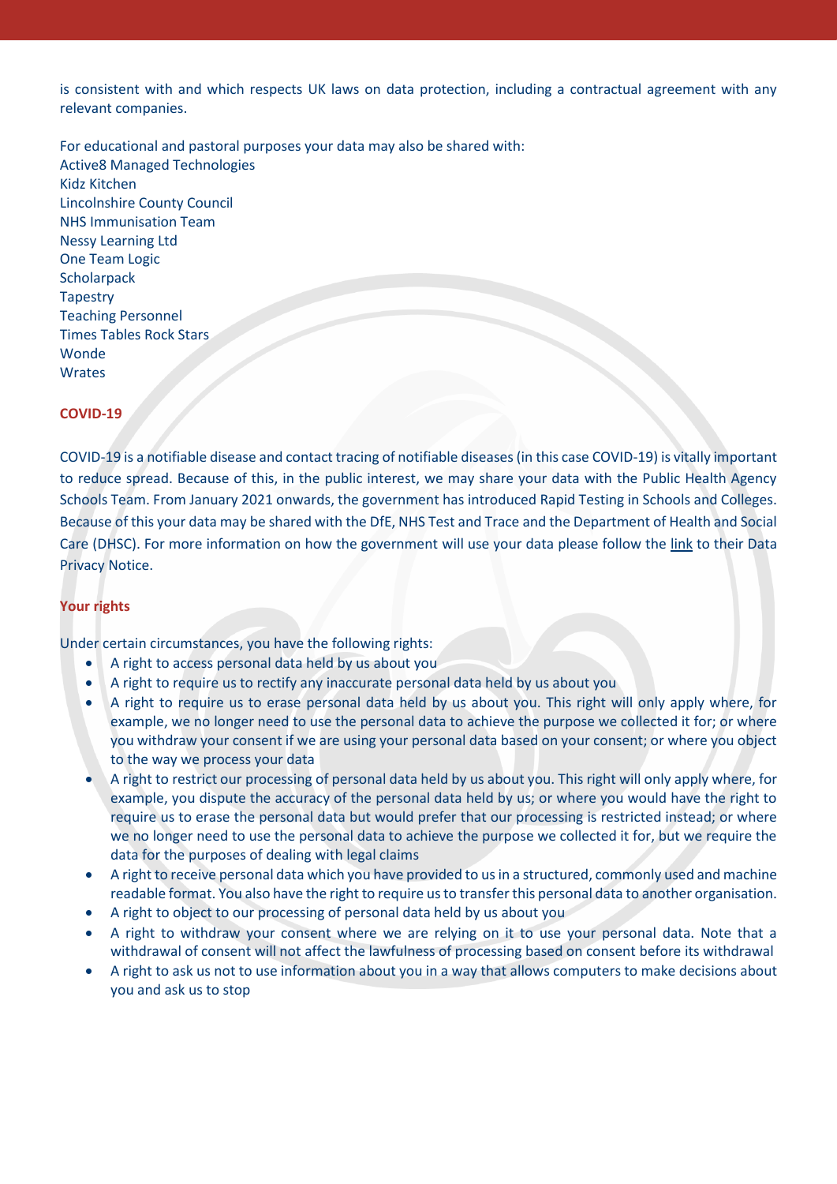is consistent with and which respects UK laws on data protection, including a contractual agreement with any relevant companies.

For educational and pastoral purposes your data may also be shared with:
Active8 Managed Technologies
Kidz Kitchen
Lincolnshire County Council
NHS Immunisation Team
Nessy Learning Ltd
One Team Logic
Scholarpack
Tapestry
Teaching Personnel
Times Tables Rock Stars
Wonde
Wrates

## COVID-19

COVID-19 is a notifiable disease and contact tracing of notifiable diseases (in this case COVID-19) is vitally important to reduce spread. Because of this, in the public interest, we may share your data with the Public Health Agency Schools Team. From January 2021 onwards, the government has introduced Rapid Testing in Schools and Colleges. Because of this your data may be shared with the DfE, NHS Test and Trace and the Department of Health and Social Care (DHSC). For more information on how the government will use your data please follow the link to their Data Privacy Notice.

## Your rights

Under certain circumstances, you have the following rights:

- A right to access personal data held by us about you
- A right to require us to rectify any inaccurate personal data held by us about you
- A right to require us to erase personal data held by us about you. This right will only apply where, for example, we no longer need to use the personal data to achieve the purpose we collected it for; or where you withdraw your consent if we are using your personal data based on your consent; or where you object to the way we process your data
- A right to restrict our processing of personal data held by us about you. This right will only apply where, for example, you dispute the accuracy of the personal data held by us; or where you would have the right to require us to erase the personal data but would prefer that our processing is restricted instead; or where we no longer need to use the personal data to achieve the purpose we collected it for, but we require the data for the purposes of dealing with legal claims
- A right to receive personal data which you have provided to us in a structured, commonly used and machine readable format. You also have the right to require us to transfer this personal data to another organisation.
- A right to object to our processing of personal data held by us about you
- A right to withdraw your consent where we are relying on it to use your personal data. Note that a withdrawal of consent will not affect the lawfulness of processing based on consent before its withdrawal
- A right to ask us not to use information about you in a way that allows computers to make decisions about you and ask us to stop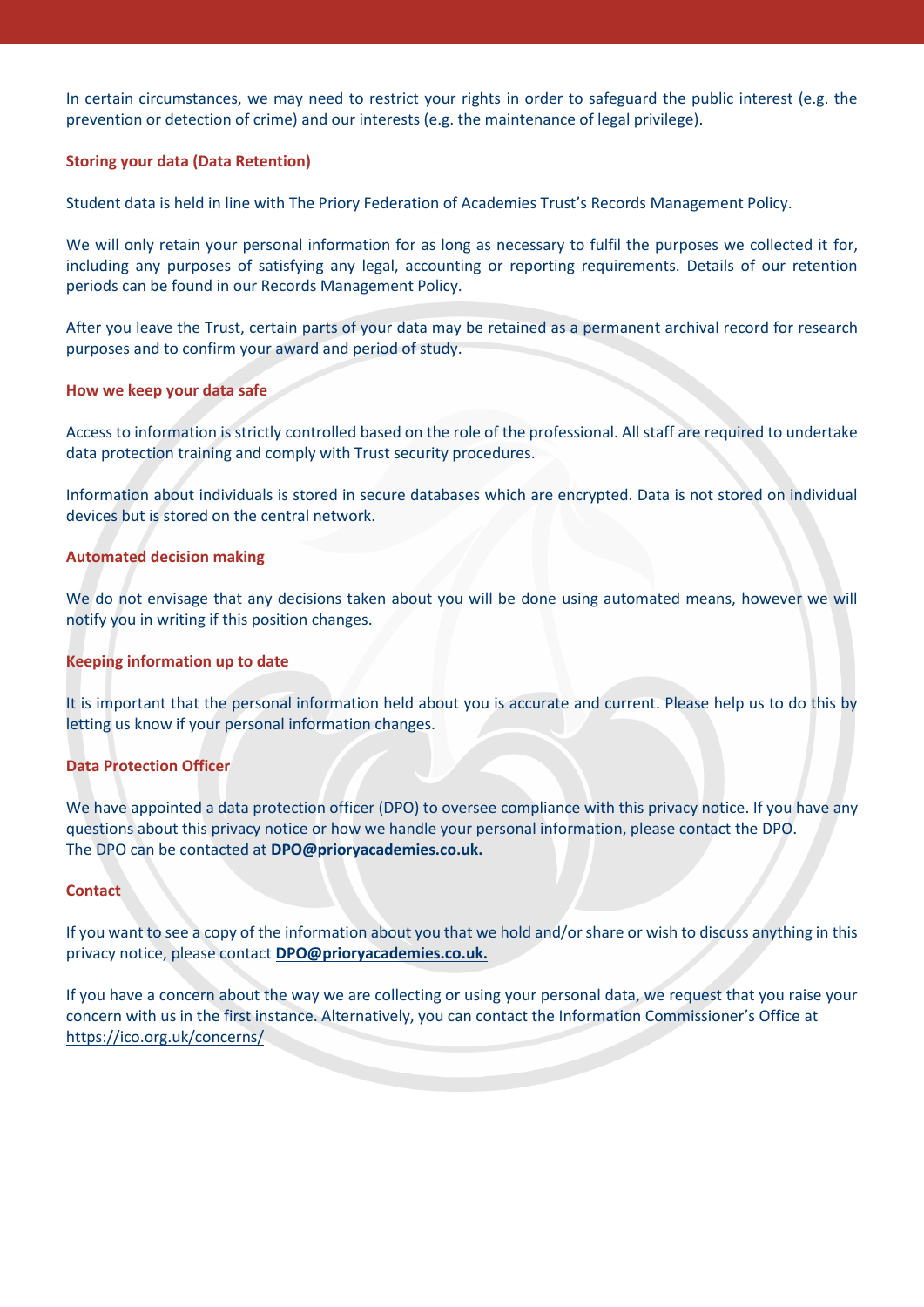In certain circumstances, we may need to restrict your rights in order to safeguard the public interest (e.g. the prevention or detection of crime) and our interests (e.g. the maintenance of legal privilege).

### Storing your data (Data Retention)

Student data is held in line with The Priory Federation of Academies Trust's Records Management Policy.

We will only retain your personal information for as long as necessary to fulfil the purposes we collected it for, including any purposes of satisfying any legal, accounting or reporting requirements. Details of our retention periods can be found in our Records Management Policy.

After you leave the Trust, certain parts of your data may be retained as a permanent archival record for research purposes and to confirm your award and period of study.

### How we keep your data safe

Access to information is strictly controlled based on the role of the professional. All staff are required to undertake data protection training and comply with Trust security procedures.

Information about individuals is stored in secure databases which are encrypted. Data is not stored on individual devices but is stored on the central network.

### Automated decision making

We do not envisage that any decisions taken about you will be done using automated means, however we will notify you in writing if this position changes.

### Keeping information up to date

It is important that the personal information held about you is accurate and current. Please help us to do this by letting us know if your personal information changes.

### Data Protection Officer

We have appointed a data protection officer (DPO) to oversee compliance with this privacy notice. If you have any questions about this privacy notice or how we handle your personal information, please contact the DPO.
The DPO can be contacted at **DPO@prioryacademies.co.uk.**

### Contact

If you want to see a copy of the information about you that we hold and/or share or wish to discuss anything in this privacy notice, please contact **DPO@prioryacademies.co.uk.**

If you have a concern about the way we are collecting or using your personal data, we request that you raise your concern with us in the first instance. Alternatively, you can contact the Information Commissioner's Office at https://ico.org.uk/concerns/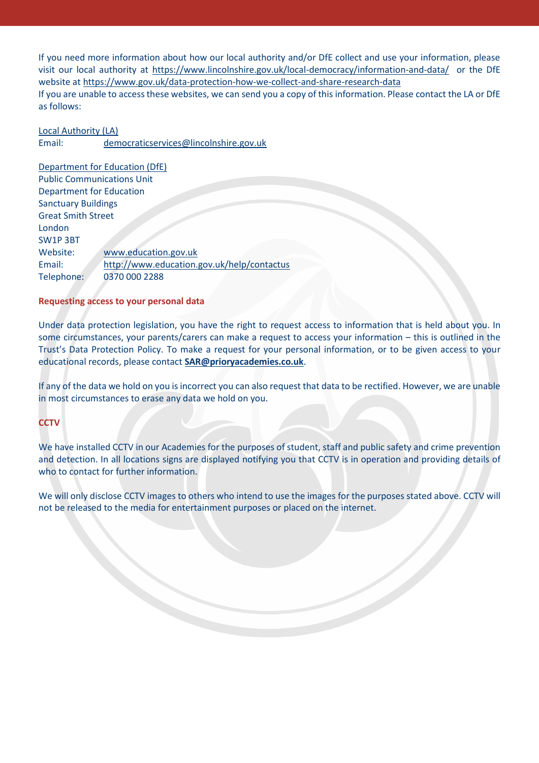If you need more information about how our local authority and/or DfE collect and use your information, please visit our local authority at https://www.lincolnshire.gov.uk/local-democracy/information-and-data/ or the DfE website at https://www.gov.uk/data-protection-how-we-collect-and-share-research-data
If you are unable to access these websites, we can send you a copy of this information. Please contact the LA or DfE as follows:

Local Authority (LA)
Email: democraticservices@lincolnshire.gov.uk

Department for Education (DfE)
Public Communications Unit
Department for Education
Sanctuary Buildings
Great Smith Street
London
SW1P 3BT
Website: www.education.gov.uk
Email: http://www.education.gov.uk/help/contactus
Telephone: 0370 000 2288

## Requesting access to your personal data

Under data protection legislation, you have the right to request access to information that is held about you. In some circumstances, your parents/carers can make a request to access your information – this is outlined in the Trust's Data Protection Policy. To make a request for your personal information, or to be given access to your educational records, please contact **SAR@prioryacademies.co.uk**.

If any of the data we hold on you is incorrect you can also request that data to be rectified. However, we are unable in most circumstances to erase any data we hold on you.

## CCTV

We have installed CCTV in our Academies for the purposes of student, staff and public safety and crime prevention and detection. In all locations signs are displayed notifying you that CCTV is in operation and providing details of who to contact for further information.

We will only disclose CCTV images to others who intend to use the images for the purposes stated above. CCTV will not be released to the media for entertainment purposes or placed on the internet.